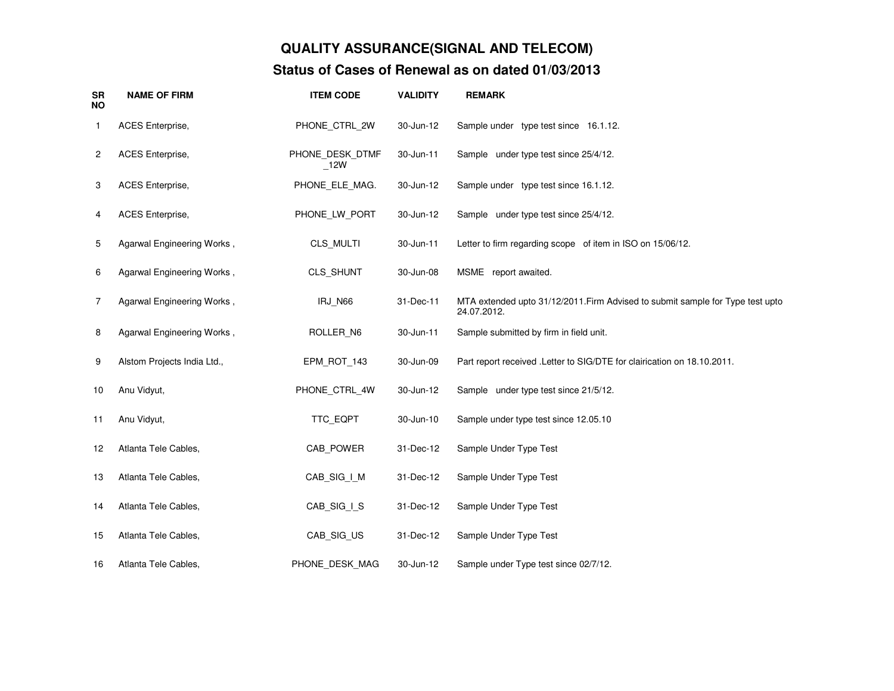# QUALITY ASSURANCE(SIGNAL AND TELECOM)

## Status of Cases of Renewal as on dated 01/03/2013

| SR NO | NAME OF FIRM | ITEM CODE | VALIDITY | REMARK |
|---|---|---|---|---|
| 1 | ACES Enterprise, | PHONE_CTRL_2W | 30-Jun-12 | Sample under type test since 16.1.12. |
| 2 | ACES Enterprise, | PHONE_DESK_DTMF_12W | 30-Jun-11 | Sample under type test since 25/4/12. |
| 3 | ACES Enterprise, | PHONE_ELE_MAG. | 30-Jun-12 | Sample under type test since 16.1.12. |
| 4 | ACES Enterprise, | PHONE_LW_PORT | 30-Jun-12 | Sample under type test since 25/4/12. |
| 5 | Agarwal Engineering Works , | CLS_MULTI | 30-Jun-11 | Letter to firm regarding scope of item in ISO on 15/06/12. |
| 6 | Agarwal Engineering Works , | CLS_SHUNT | 30-Jun-08 | MSME report awaited. |
| 7 | Agarwal Engineering Works , | IRJ_N66 | 31-Dec-11 | MTA extended upto 31/12/2011.Firm Advised to submit sample for Type test upto 24.07.2012. |
| 8 | Agarwal Engineering Works , | ROLLER_N6 | 30-Jun-11 | Sample submitted by firm in field unit. |
| 9 | Alstom Projects India Ltd., | EPM_ROT_143 | 30-Jun-09 | Part report received .Letter to SIG/DTE for clairication on 18.10.2011. |
| 10 | Anu Vidyut, | PHONE_CTRL_4W | 30-Jun-12 | Sample under type test since 21/5/12. |
| 11 | Anu Vidyut, | TTC_EQPT | 30-Jun-10 | Sample under type test since 12.05.10 |
| 12 | Atlanta Tele Cables, | CAB_POWER | 31-Dec-12 | Sample Under Type Test |
| 13 | Atlanta Tele Cables, | CAB_SIG_I_M | 31-Dec-12 | Sample Under Type Test |
| 14 | Atlanta Tele Cables, | CAB_SIG_I_S | 31-Dec-12 | Sample Under Type Test |
| 15 | Atlanta Tele Cables, | CAB_SIG_US | 31-Dec-12 | Sample Under Type Test |
| 16 | Atlanta Tele Cables, | PHONE_DESK_MAG | 30-Jun-12 | Sample under Type test since 02/7/12. |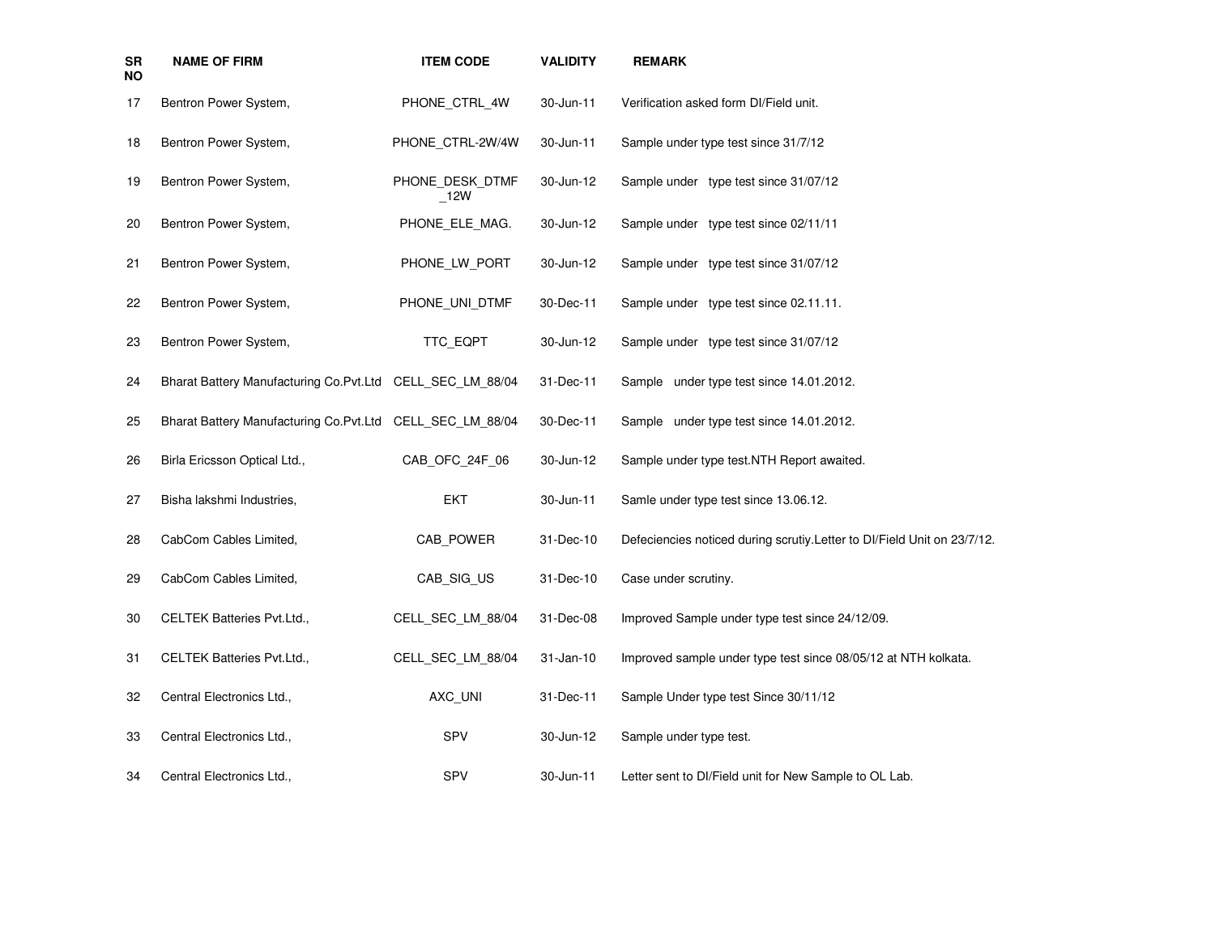| SR NO | NAME OF FIRM | ITEM CODE | VALIDITY | REMARK |
|---|---|---|---|---|
| 17 | Bentron Power System, | PHONE_CTRL_4W | 30-Jun-11 | Verification asked form DI/Field unit. |
| 18 | Bentron Power System, | PHONE_CTRL-2W/4W | 30-Jun-11 | Sample under type test since 31/7/12 |
| 19 | Bentron Power System, | PHONE_DESK_DTMF_12W | 30-Jun-12 | Sample under type test since 31/07/12 |
| 20 | Bentron Power System, | PHONE_ELE_MAG. | 30-Jun-12 | Sample under type test since 02/11/11 |
| 21 | Bentron Power System, | PHONE_LW_PORT | 30-Jun-12 | Sample under type test since 31/07/12 |
| 22 | Bentron Power System, | PHONE_UNI_DTMF | 30-Dec-11 | Sample under type test since 02.11.11. |
| 23 | Bentron Power System, | TTC_EQPT | 30-Jun-12 | Sample under type test since 31/07/12 |
| 24 | Bharat Battery Manufacturing Co.Pvt.Ltd | CELL_SEC_LM_88/04 | 31-Dec-11 | Sample under type test since 14.01.2012. |
| 25 | Bharat Battery Manufacturing Co.Pvt.Ltd | CELL_SEC_LM_88/04 | 30-Dec-11 | Sample under type test since 14.01.2012. |
| 26 | Birla Ericsson Optical Ltd., | CAB_OFC_24F_06 | 30-Jun-12 | Sample under type test.NTH Report awaited. |
| 27 | Bisha lakshmi Industries, | EKT | 30-Jun-11 | Samle under type test since 13.06.12. |
| 28 | CabCom Cables Limited, | CAB_POWER | 31-Dec-10 | Defeciencies noticed during scrutiy.Letter to DI/Field Unit on 23/7/12. |
| 29 | CabCom Cables Limited, | CAB_SIG_US | 31-Dec-10 | Case under scrutiny. |
| 30 | CELTEK Batteries Pvt.Ltd., | CELL_SEC_LM_88/04 | 31-Dec-08 | Improved Sample under type test since 24/12/09. |
| 31 | CELTEK Batteries Pvt.Ltd., | CELL_SEC_LM_88/04 | 31-Jan-10 | Improved sample under type test since 08/05/12 at NTH kolkata. |
| 32 | Central Electronics Ltd., | AXC_UNI | 31-Dec-11 | Sample Under type test Since 30/11/12 |
| 33 | Central Electronics Ltd., | SPV | 30-Jun-12 | Sample under type test. |
| 34 | Central Electronics Ltd., | SPV | 30-Jun-11 | Letter sent to DI/Field unit for New Sample to OL Lab. |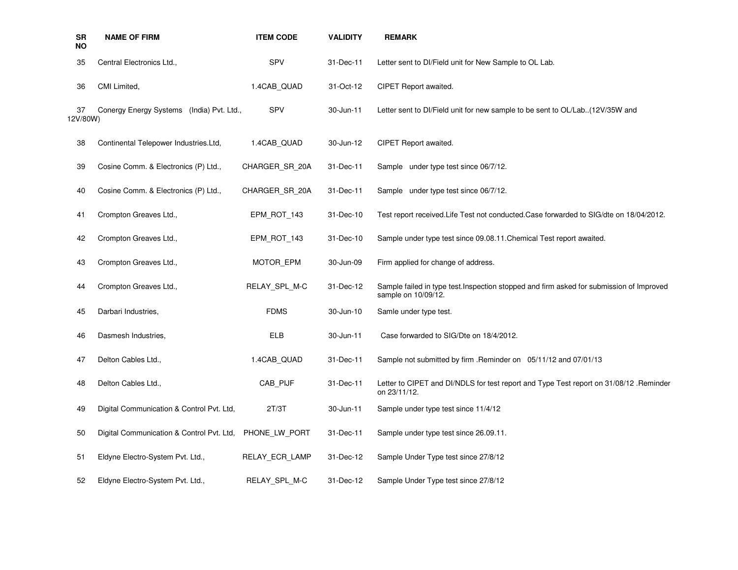| SR NO | NAME OF FIRM | ITEM CODE | VALIDITY | REMARK |
|---|---|---|---|---|
| 35 | Central Electronics Ltd., | SPV | 31-Dec-11 | Letter sent to DI/Field unit for New Sample to OL Lab. |
| 36 | CMI Limited, | 1.4CAB_QUAD | 31-Oct-12 | CIPET Report awaited. |
| 37 | Conergy Energy Systems (India) Pvt. Ltd., | SPV | 30-Jun-11 | Letter sent to DI/Field unit for new sample to be sent to OL/Lab..(12V/35W and 12V/80W) |
| 38 | Continental Telepower Industries.Ltd, | 1.4CAB_QUAD | 30-Jun-12 | CIPET Report awaited. |
| 39 | Cosine Comm. & Electronics (P) Ltd., | CHARGER_SR_20A | 31-Dec-11 | Sample under type test since 06/7/12. |
| 40 | Cosine Comm. & Electronics (P) Ltd., | CHARGER_SR_20A | 31-Dec-11 | Sample under type test since 06/7/12. |
| 41 | Crompton Greaves Ltd., | EPM_ROT_143 | 31-Dec-10 | Test report received.Life Test not conducted.Case forwarded to SIG/dte on 18/04/2012. |
| 42 | Crompton Greaves Ltd., | EPM_ROT_143 | 31-Dec-10 | Sample under type test since 09.08.11.Chemical Test report awaited. |
| 43 | Crompton Greaves Ltd., | MOTOR_EPM | 30-Jun-09 | Firm applied for change of address. |
| 44 | Crompton Greaves Ltd., | RELAY_SPL_M-C | 31-Dec-12 | Sample failed in type test.Inspection stopped and firm asked for submission of Improved sample on 10/09/12. |
| 45 | Darbari Industries, | FDMS | 30-Jun-10 | Samle under type test. |
| 46 | Dasmesh Industries, | ELB | 30-Jun-11 | Case forwarded to SIG/Dte on 18/4/2012. |
| 47 | Delton Cables Ltd., | 1.4CAB_QUAD | 31-Dec-11 | Sample not submitted by firm .Reminder on 05/11/12 and 07/01/13 |
| 48 | Delton Cables Ltd., | CAB_PIJF | 31-Dec-11 | Letter to CIPET and DI/NDLS for test report and Type Test report on 31/08/12 .Reminder on 23/11/12. |
| 49 | Digital Communication & Control Pvt. Ltd, | 2T/3T | 30-Jun-11 | Sample under type test since 11/4/12 |
| 50 | Digital Communication & Control Pvt. Ltd, | PHONE_LW_PORT | 31-Dec-11 | Sample under type test since 26.09.11. |
| 51 | Eldyne Electro-System Pvt. Ltd., | RELAY_ECR_LAMP | 31-Dec-12 | Sample Under Type test since 27/8/12 |
| 52 | Eldyne Electro-System Pvt. Ltd., | RELAY_SPL_M-C | 31-Dec-12 | Sample Under Type test since 27/8/12 |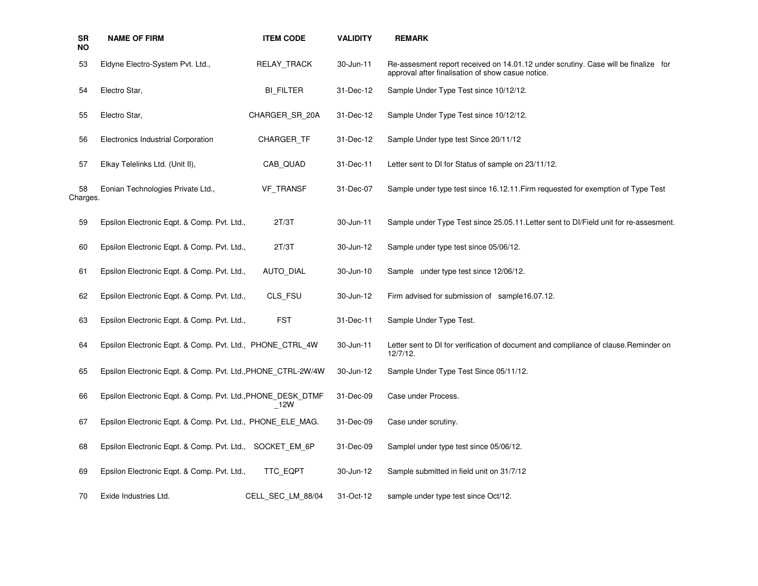| SR NO | NAME OF FIRM | ITEM CODE | VALIDITY | REMARK |
|---|---|---|---|---|
| 53 | Eldyne Electro-System Pvt. Ltd., | RELAY_TRACK | 30-Jun-11 | Re-assesment report received on 14.01.12 under scrutiny. Case will be finalize for approval after finalisation of show casue notice. |
| 54 | Electro Star, | BI_FILTER | 31-Dec-12 | Sample Under Type Test since 10/12/12. |
| 55 | Electro Star, | CHARGER_SR_20A | 31-Dec-12 | Sample Under Type Test since 10/12/12. |
| 56 | Electronics Industrial Corporation | CHARGER_TF | 31-Dec-12 | Sample Under type test Since 20/11/12 |
| 57 | Elkay Telelinks Ltd. (Unit II), | CAB_QUAD | 31-Dec-11 | Letter sent to DI for Status of sample on 23/11/12. |
| 58 | Eonian Technologies Private Ltd., | VF_TRANSF | 31-Dec-07 | Sample under type test since 16.12.11.Firm requested for exemption of Type Test Charges. |
| 59 | Epsilon Electronic Eqpt. & Comp. Pvt. Ltd., | 2T/3T | 30-Jun-11 | Sample under Type Test since 25.05.11.Letter sent to DI/Field unit for re-assesment. |
| 60 | Epsilon Electronic Eqpt. & Comp. Pvt. Ltd., | 2T/3T | 30-Jun-12 | Sample under type test since 05/06/12. |
| 61 | Epsilon Electronic Eqpt. & Comp. Pvt. Ltd., | AUTO_DIAL | 30-Jun-10 | Sample under type test since 12/06/12. |
| 62 | Epsilon Electronic Eqpt. & Comp. Pvt. Ltd., | CLS_FSU | 30-Jun-12 | Firm advised for submission of sample16.07.12. |
| 63 | Epsilon Electronic Eqpt. & Comp. Pvt. Ltd., | FST | 31-Dec-11 | Sample Under Type Test. |
| 64 | Epsilon Electronic Eqpt. & Comp. Pvt. Ltd., | PHONE_CTRL_4W | 30-Jun-11 | Letter sent to DI for verification of document and compliance of clause.Reminder on 12/7/12. |
| 65 | Epsilon Electronic Eqpt. & Comp. Pvt. Ltd., | PHONE_CTRL-2W/4W | 30-Jun-12 | Sample Under Type Test Since 05/11/12. |
| 66 | Epsilon Electronic Eqpt. & Comp. Pvt. Ltd., | PHONE_DESK_DTMF_12W | 31-Dec-09 | Case under Process. |
| 67 | Epsilon Electronic Eqpt. & Comp. Pvt. Ltd., | PHONE_ELE_MAG. | 31-Dec-09 | Case under scrutiny. |
| 68 | Epsilon Electronic Eqpt. & Comp. Pvt. Ltd., | SOCKET_EM_6P | 31-Dec-09 | Samplel under type test since 05/06/12. |
| 69 | Epsilon Electronic Eqpt. & Comp. Pvt. Ltd., | TTC_EQPT | 30-Jun-12 | Sample submitted in field unit on 31/7/12 |
| 70 | Exide Industries Ltd. | CELL_SEC_LM_88/04 | 31-Oct-12 | sample under type test since Oct/12. |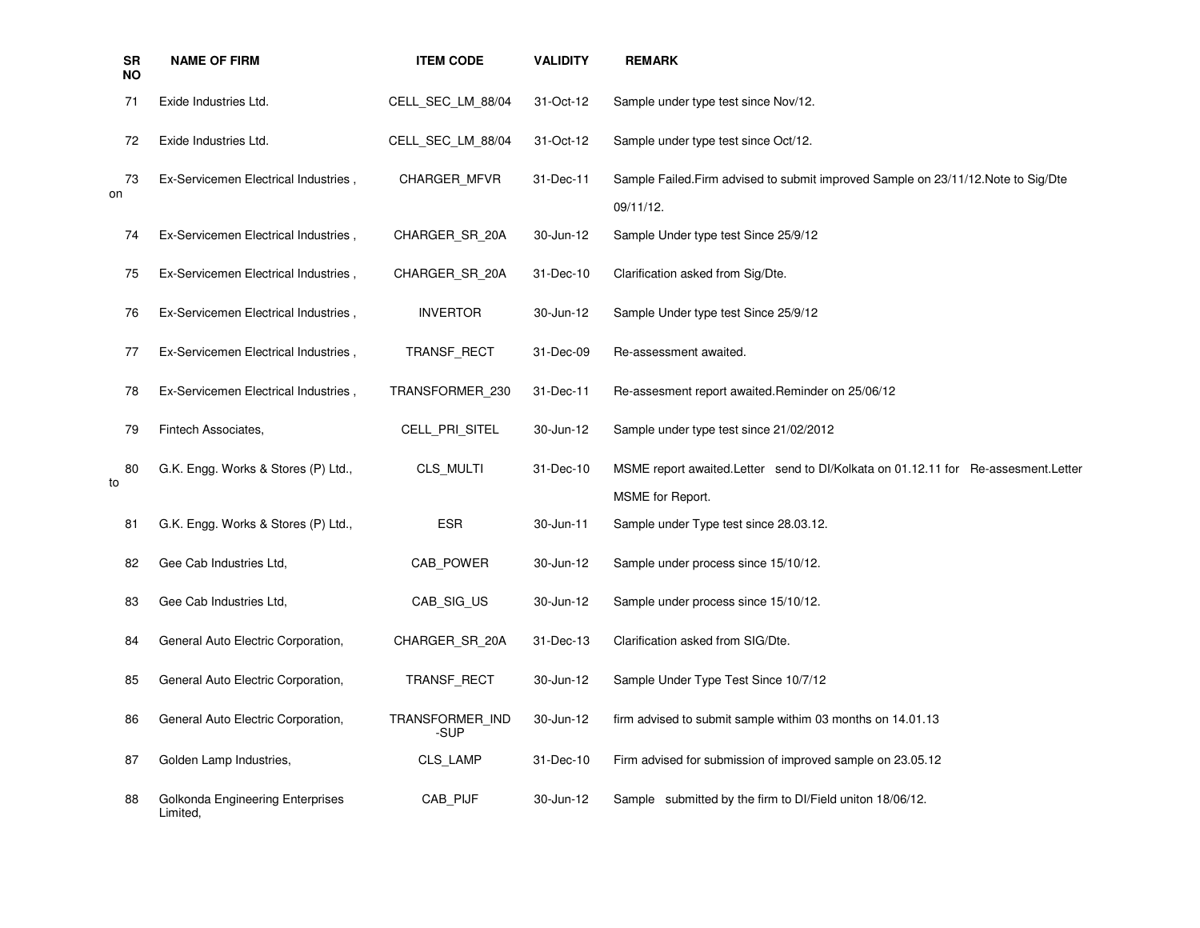| SR NO | NAME OF FIRM | ITEM CODE | VALIDITY | REMARK |
|---|---|---|---|---|
| 71 | Exide Industries Ltd. | CELL_SEC_LM_88/04 | 31-Oct-12 | Sample under type test since Nov/12. |
| 72 | Exide Industries Ltd. | CELL_SEC_LM_88/04 | 31-Oct-12 | Sample under type test since Oct/12. |
| 73 | Ex-Servicemen Electrical Industries , | CHARGER_MFVR | 31-Dec-11 | Sample Failed.Firm advised to submit improved Sample on 23/11/12.Note to Sig/Dte on 09/11/12. |
| 74 | Ex-Servicemen Electrical Industries , | CHARGER_SR_20A | 30-Jun-12 | Sample Under type test Since 25/9/12 |
| 75 | Ex-Servicemen Electrical Industries , | CHARGER_SR_20A | 31-Dec-10 | Clarification asked from Sig/Dte. |
| 76 | Ex-Servicemen Electrical Industries , | INVERTOR | 30-Jun-12 | Sample Under type test Since 25/9/12 |
| 77 | Ex-Servicemen Electrical Industries , | TRANSF_RECT | 31-Dec-09 | Re-assessment awaited. |
| 78 | Ex-Servicemen Electrical Industries , | TRANSFORMER_230 | 31-Dec-11 | Re-assesment report awaited.Reminder on 25/06/12 |
| 79 | Fintech Associates, | CELL_PRI_SITEL | 30-Jun-12 | Sample under type test since 21/02/2012 |
| 80 | G.K. Engg. Works & Stores (P) Ltd., | CLS_MULTI | 31-Dec-10 | MSME report awaited.Letter send to DI/Kolkata on 01.12.11 for Re-assesment.Letter to MSME for Report. |
| 81 | G.K. Engg. Works & Stores (P) Ltd., | ESR | 30-Jun-11 | Sample under Type test since 28.03.12. |
| 82 | Gee Cab Industries Ltd, | CAB_POWER | 30-Jun-12 | Sample under process since 15/10/12. |
| 83 | Gee Cab Industries Ltd, | CAB_SIG_US | 30-Jun-12 | Sample under process since 15/10/12. |
| 84 | General Auto Electric Corporation, | CHARGER_SR_20A | 31-Dec-13 | Clarification asked from SIG/Dte. |
| 85 | General Auto Electric Corporation, | TRANSF_RECT | 30-Jun-12 | Sample Under Type Test Since 10/7/12 |
| 86 | General Auto Electric Corporation, | TRANSFORMER_IND-SUP | 30-Jun-12 | firm advised to submit sample withim 03 months on 14.01.13 |
| 87 | Golden Lamp Industries, | CLS_LAMP | 31-Dec-10 | Firm advised for submission of improved sample on 23.05.12 |
| 88 | Golkonda Engineering Enterprises Limited, | CAB_PIJF | 30-Jun-12 | Sample submitted by the firm to DI/Field uniton 18/06/12. |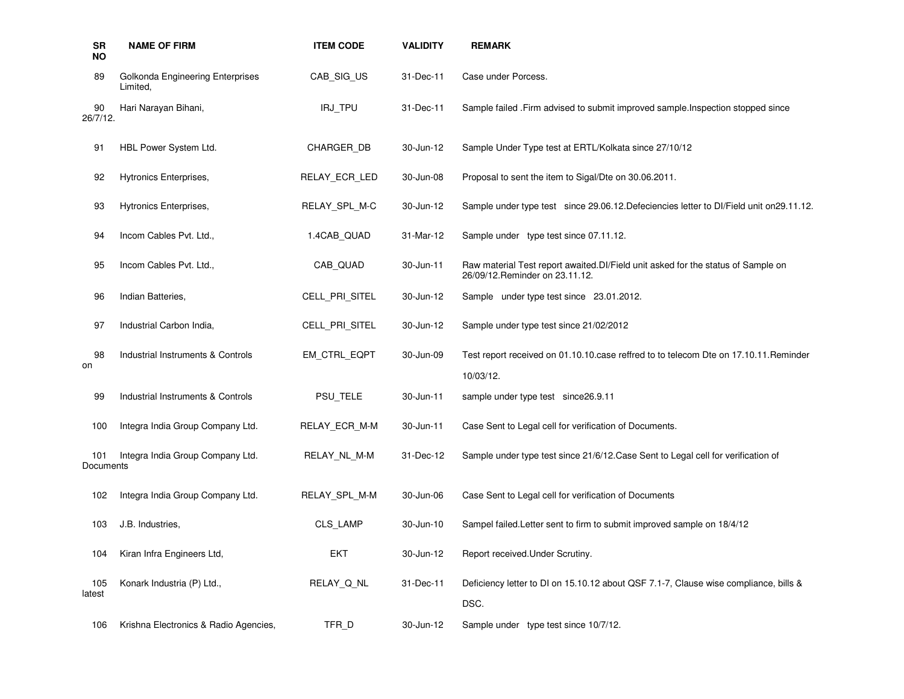| SR NO | NAME OF FIRM | ITEM CODE | VALIDITY | REMARK |
|---|---|---|---|---|
| 89 | Golkonda Engineering Enterprises Limited, | CAB_SIG_US | 31-Dec-11 | Case under Porcess. |
| 90 | Hari Narayan Bihani, | IRJ_TPU | 31-Dec-11 | Sample failed .Firm advised to submit improved sample.Inspection stopped since 26/7/12. |
| 91 | HBL Power System Ltd. | CHARGER_DB | 30-Jun-12 | Sample Under Type test at ERTL/Kolkata since 27/10/12 |
| 92 | Hytronics Enterprises, | RELAY_ECR_LED | 30-Jun-08 | Proposal to sent the item to Sigal/Dte on 30.06.2011. |
| 93 | Hytronics Enterprises, | RELAY_SPL_M-C | 30-Jun-12 | Sample under type test since 29.06.12.Defeciencies letter to DI/Field unit on29.11.12. |
| 94 | Incom Cables Pvt. Ltd., | 1.4CAB_QUAD | 31-Mar-12 | Sample under type test since 07.11.12. |
| 95 | Incom Cables Pvt. Ltd., | CAB_QUAD | 30-Jun-11 | Raw material Test report awaited.DI/Field unit asked for the status of Sample on 26/09/12.Reminder on 23.11.12. |
| 96 | Indian Batteries, | CELL_PRI_SITEL | 30-Jun-12 | Sample under type test since 23.01.2012. |
| 97 | Industrial Carbon India, | CELL_PRI_SITEL | 30-Jun-12 | Sample under type test since 21/02/2012 |
| 98 | Industrial Instruments & Controls | EM_CTRL_EQPT | 30-Jun-09 | Test report received on 01.10.10.case reffred to to telecom Dte on 17.10.11.Reminder on 10/03/12. |
| 99 | Industrial Instruments & Controls | PSU_TELE | 30-Jun-11 | sample under type test since26.9.11 |
| 100 | Integra India Group Company Ltd. | RELAY_ECR_M-M | 30-Jun-11 | Case Sent to Legal cell for verification of Documents. |
| 101 | Integra India Group Company Ltd. | RELAY_NL_M-M | 31-Dec-12 | Sample under type test since 21/6/12.Case Sent to Legal cell for verification of Documents |
| 102 | Integra India Group Company Ltd. | RELAY_SPL_M-M | 30-Jun-06 | Case Sent to Legal cell for verification of Documents |
| 103 | J.B. Industries, | CLS_LAMP | 30-Jun-10 | Sampel failed.Letter sent to firm to submit improved sample on 18/4/12 |
| 104 | Kiran Infra Engineers Ltd, | EKT | 30-Jun-12 | Report received.Under Scrutiny. |
| 105 | Konark Industria (P) Ltd., | RELAY_Q_NL | 31-Dec-11 | Deficiency letter to DI on 15.10.12 about QSF 7.1-7, Clause wise compliance, bills & latest DSC. |
| 106 | Krishna Electronics & Radio Agencies, | TFR_D | 30-Jun-12 | Sample under type test since 10/7/12. |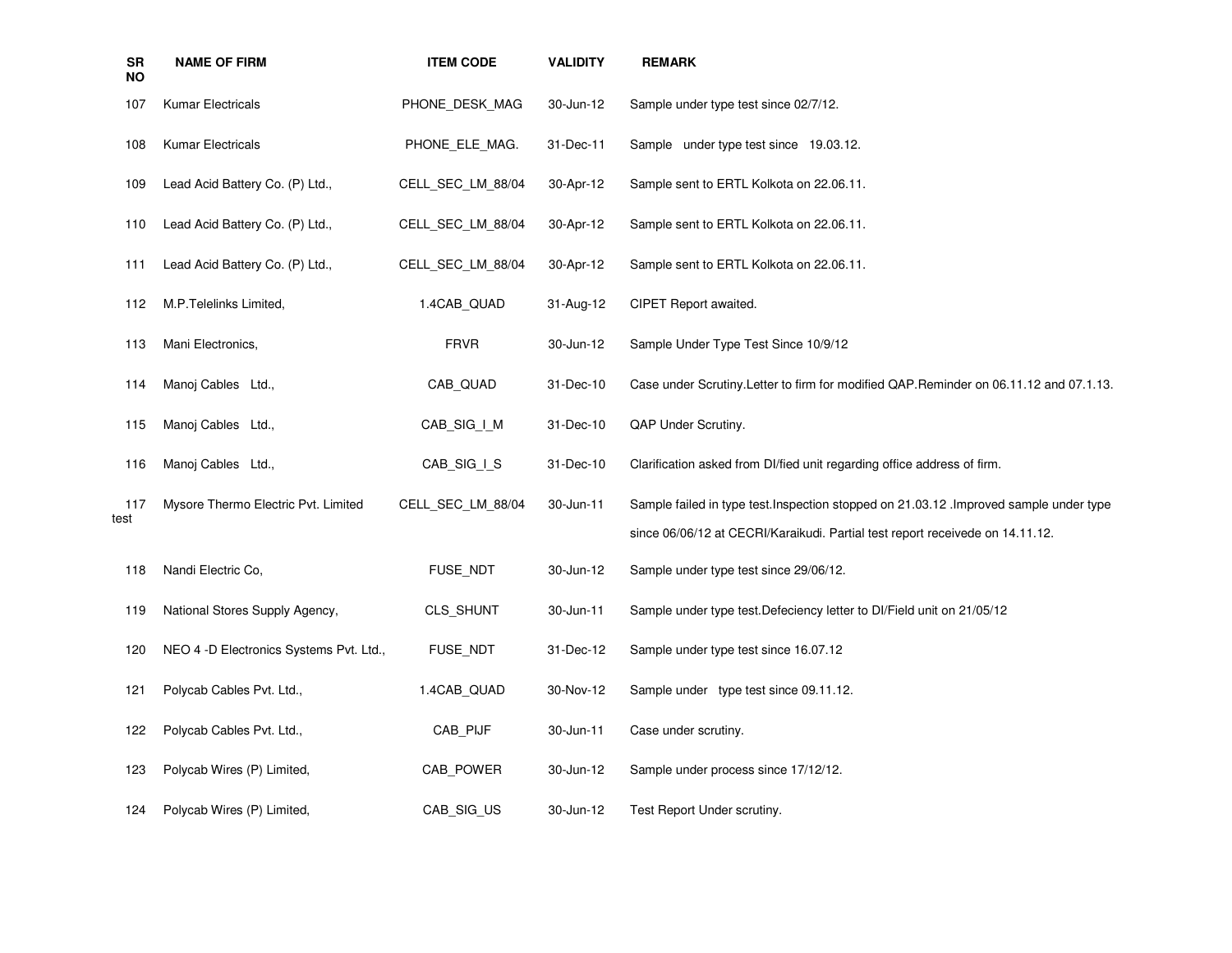| SR NO | NAME OF FIRM | ITEM CODE | VALIDITY | REMARK |
|---|---|---|---|---|
| 107 | Kumar Electricals | PHONE_DESK_MAG | 30-Jun-12 | Sample under type test since 02/7/12. |
| 108 | Kumar Electricals | PHONE_ELE_MAG. | 31-Dec-11 | Sample under type test since 19.03.12. |
| 109 | Lead Acid Battery Co. (P) Ltd., | CELL_SEC_LM_88/04 | 30-Apr-12 | Sample sent to ERTL Kolkota on 22.06.11. |
| 110 | Lead Acid Battery Co. (P) Ltd., | CELL_SEC_LM_88/04 | 30-Apr-12 | Sample sent to ERTL Kolkota on 22.06.11. |
| 111 | Lead Acid Battery Co. (P) Ltd., | CELL_SEC_LM_88/04 | 30-Apr-12 | Sample sent to ERTL Kolkota on 22.06.11. |
| 112 | M.P.Telelinks Limited, | 1.4CAB_QUAD | 31-Aug-12 | CIPET Report awaited. |
| 113 | Mani Electronics, | FRVR | 30-Jun-12 | Sample Under Type Test Since 10/9/12 |
| 114 | Manoj Cables Ltd., | CAB_QUAD | 31-Dec-10 | Case under Scrutiny.Letter to firm for modified QAP.Reminder on 06.11.12 and 07.1.13. |
| 115 | Manoj Cables Ltd., | CAB_SIG_I_M | 31-Dec-10 | QAP Under Scrutiny. |
| 116 | Manoj Cables Ltd., | CAB_SIG_I_S | 31-Dec-10 | Clarification asked from DI/fied unit regarding office address of firm. |
| 117 | Mysore Thermo Electric Pvt. Limited | CELL_SEC_LM_88/04 | 30-Jun-11 | Sample failed in type test.Inspection stopped on 21.03.12 .Improved sample under type test since 06/06/12 at CECRI/Karaikudi. Partial test report receivede on 14.11.12. |
| 118 | Nandi Electric Co, | FUSE_NDT | 30-Jun-12 | Sample under type test since 29/06/12. |
| 119 | National Stores Supply Agency, | CLS_SHUNT | 30-Jun-11 | Sample under type test.Defeciency letter to DI/Field unit on 21/05/12 |
| 120 | NEO 4 -D Electronics Systems Pvt. Ltd., | FUSE_NDT | 31-Dec-12 | Sample under type test since 16.07.12 |
| 121 | Polycab Cables Pvt. Ltd., | 1.4CAB_QUAD | 30-Nov-12 | Sample under type test since 09.11.12. |
| 122 | Polycab Cables Pvt. Ltd., | CAB_PIJF | 30-Jun-11 | Case under scrutiny. |
| 123 | Polycab Wires (P) Limited, | CAB_POWER | 30-Jun-12 | Sample under process since 17/12/12. |
| 124 | Polycab Wires (P) Limited, | CAB_SIG_US | 30-Jun-12 | Test Report Under scrutiny. |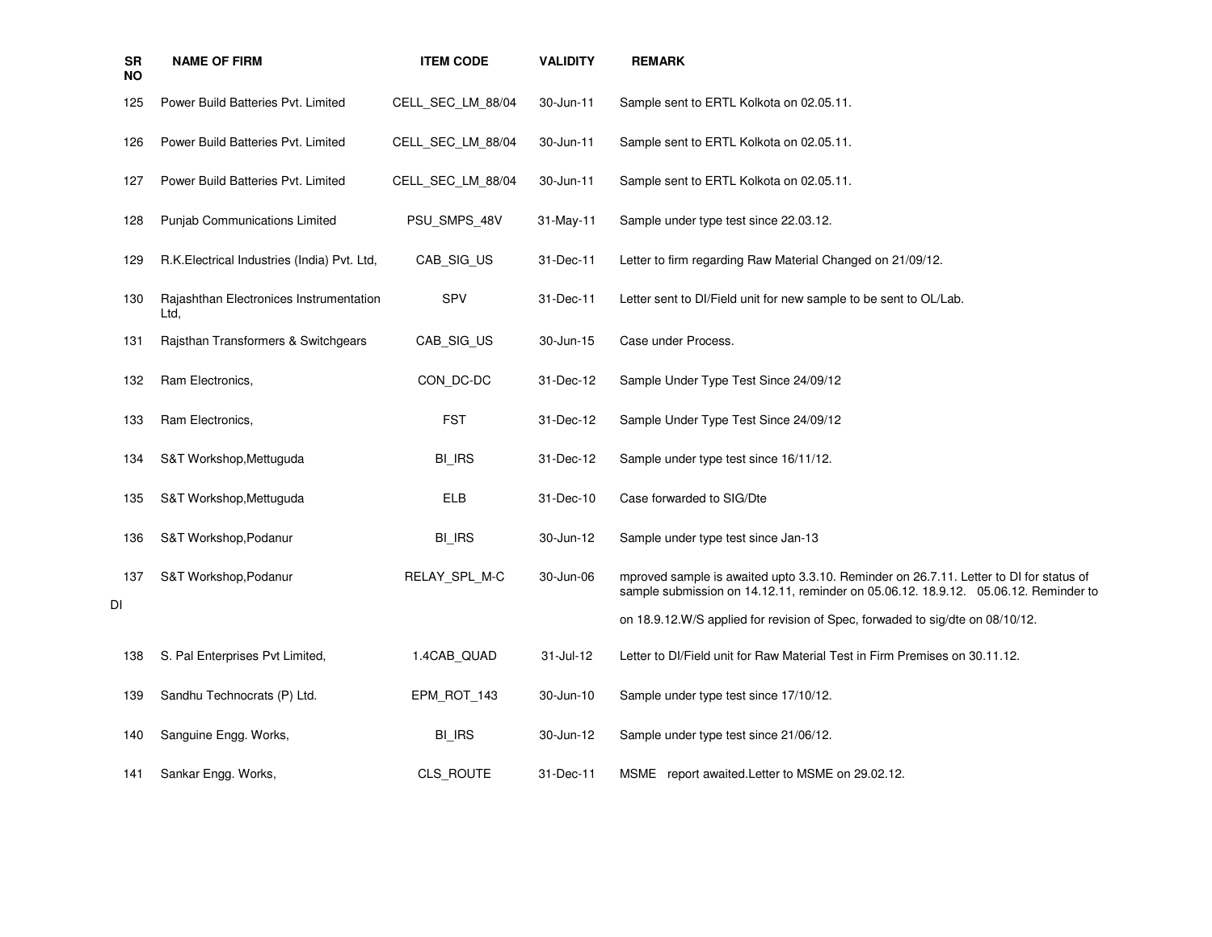| SR NO | NAME OF FIRM | ITEM CODE | VALIDITY | REMARK |
|---|---|---|---|---|
| 125 | Power Build Batteries Pvt. Limited | CELL_SEC_LM_88/04 | 30-Jun-11 | Sample sent to ERTL Kolkota on 02.05.11. |
| 126 | Power Build Batteries Pvt. Limited | CELL_SEC_LM_88/04 | 30-Jun-11 | Sample sent to ERTL Kolkota on 02.05.11. |
| 127 | Power Build Batteries Pvt. Limited | CELL_SEC_LM_88/04 | 30-Jun-11 | Sample sent to ERTL Kolkota on 02.05.11. |
| 128 | Punjab Communications Limited | PSU_SMPS_48V | 31-May-11 | Sample under type test since 22.03.12. |
| 129 | R.K.Electrical Industries (India) Pvt. Ltd, | CAB_SIG_US | 31-Dec-11 | Letter to firm regarding Raw Material Changed on 21/09/12. |
| 130 | Rajashthan Electronices Instrumentation Ltd, | SPV | 31-Dec-11 | Letter sent to DI/Field unit for new sample to be sent to OL/Lab. |
| 131 | Rajsthan Transformers & Switchgears | CAB_SIG_US | 30-Jun-15 | Case under Process. |
| 132 | Ram Electronics, | CON_DC-DC | 31-Dec-12 | Sample Under Type Test Since 24/09/12 |
| 133 | Ram Electronics, | FST | 31-Dec-12 | Sample Under Type Test Since 24/09/12 |
| 134 | S&T Workshop,Mettuguda | BI_IRS | 31-Dec-12 | Sample under type test since 16/11/12. |
| 135 | S&T Workshop,Mettuguda | ELB | 31-Dec-10 | Case forwarded to SIG/Dte |
| 136 | S&T Workshop,Podanur | BI_IRS | 30-Jun-12 | Sample under type test since Jan-13 |
| 137 | S&T Workshop,Podanur | RELAY_SPL_M-C | 30-Jun-06 | mproved sample is awaited upto 3.3.10. Reminder on 26.7.11. Letter to DI for status of sample submission on 14.12.11, reminder on 05.06.12. 18.9.12. 05.06.12. Reminder to DI on 18.9.12.W/S applied for revision of Spec, forwaded to sig/dte on 08/10/12. |
| 138 | S. Pal Enterprises Pvt Limited, | 1.4CAB_QUAD | 31-Jul-12 | Letter to DI/Field unit for Raw Material Test in Firm Premises on 30.11.12. |
| 139 | Sandhu Technocrats (P) Ltd. | EPM_ROT_143 | 30-Jun-10 | Sample under type test since 17/10/12. |
| 140 | Sanguine Engg. Works, | BI_IRS | 30-Jun-12 | Sample under type test since 21/06/12. |
| 141 | Sankar Engg. Works, | CLS_ROUTE | 31-Dec-11 | MSME report awaited.Letter to MSME on 29.02.12. |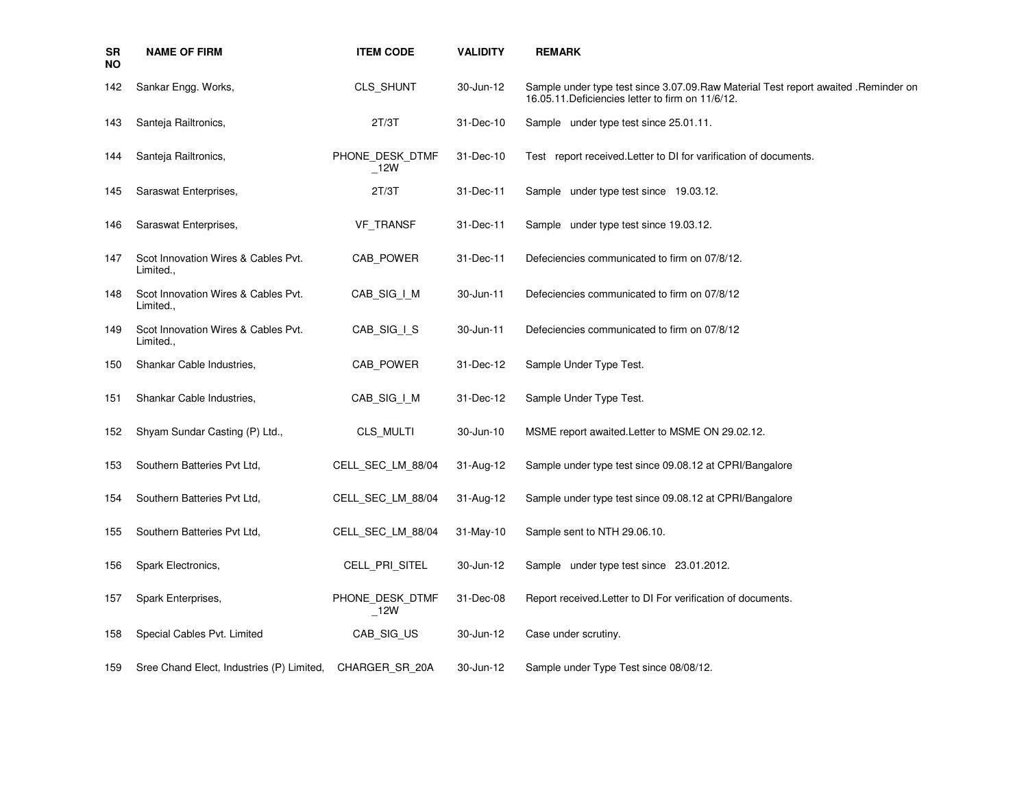| SR NO | NAME OF FIRM | ITEM CODE | VALIDITY | REMARK |
|---|---|---|---|---|
| 142 | Sankar Engg. Works, | CLS_SHUNT | 30-Jun-12 | Sample under type test since 3.07.09.Raw Material Test report awaited .Reminder on 16.05.11.Deficiencies letter to firm on 11/6/12. |
| 143 | Santeja Railtronics, | 2T/3T | 31-Dec-10 | Sample under type test since 25.01.11. |
| 144 | Santeja Railtronics, | PHONE_DESK_DTMF_12W | 31-Dec-10 | Test report received.Letter to DI for varification of documents. |
| 145 | Saraswat Enterprises, | 2T/3T | 31-Dec-11 | Sample under type test since 19.03.12. |
| 146 | Saraswat Enterprises, | VF_TRANSF | 31-Dec-11 | Sample under type test since 19.03.12. |
| 147 | Scot Innovation Wires & Cables Pvt. Limited., | CAB_POWER | 31-Dec-11 | Defeciencies communicated to firm on 07/8/12. |
| 148 | Scot Innovation Wires & Cables Pvt. Limited., | CAB_SIG_I_M | 30-Jun-11 | Defeciencies communicated to firm on 07/8/12 |
| 149 | Scot Innovation Wires & Cables Pvt. Limited., | CAB_SIG_I_S | 30-Jun-11 | Defeciencies communicated to firm on 07/8/12 |
| 150 | Shankar Cable Industries, | CAB_POWER | 31-Dec-12 | Sample Under Type Test. |
| 151 | Shankar Cable Industries, | CAB_SIG_I_M | 31-Dec-12 | Sample Under Type Test. |
| 152 | Shyam Sundar Casting (P) Ltd., | CLS_MULTI | 30-Jun-10 | MSME report awaited.Letter to MSME ON 29.02.12. |
| 153 | Southern Batteries Pvt Ltd, | CELL_SEC_LM_88/04 | 31-Aug-12 | Sample under type test since 09.08.12 at CPRI/Bangalore |
| 154 | Southern Batteries Pvt Ltd, | CELL_SEC_LM_88/04 | 31-Aug-12 | Sample under type test since 09.08.12 at CPRI/Bangalore |
| 155 | Southern Batteries Pvt Ltd, | CELL_SEC_LM_88/04 | 31-May-10 | Sample sent to NTH 29.06.10. |
| 156 | Spark Electronics, | CELL_PRI_SITEL | 30-Jun-12 | Sample under type test since 23.01.2012. |
| 157 | Spark Enterprises, | PHONE_DESK_DTMF_12W | 31-Dec-08 | Report received.Letter to DI For verification of documents. |
| 158 | Special Cables Pvt. Limited | CAB_SIG_US | 30-Jun-12 | Case under scrutiny. |
| 159 | Sree Chand Elect, Industries (P) Limited, | CHARGER_SR_20A | 30-Jun-12 | Sample under Type Test since 08/08/12. |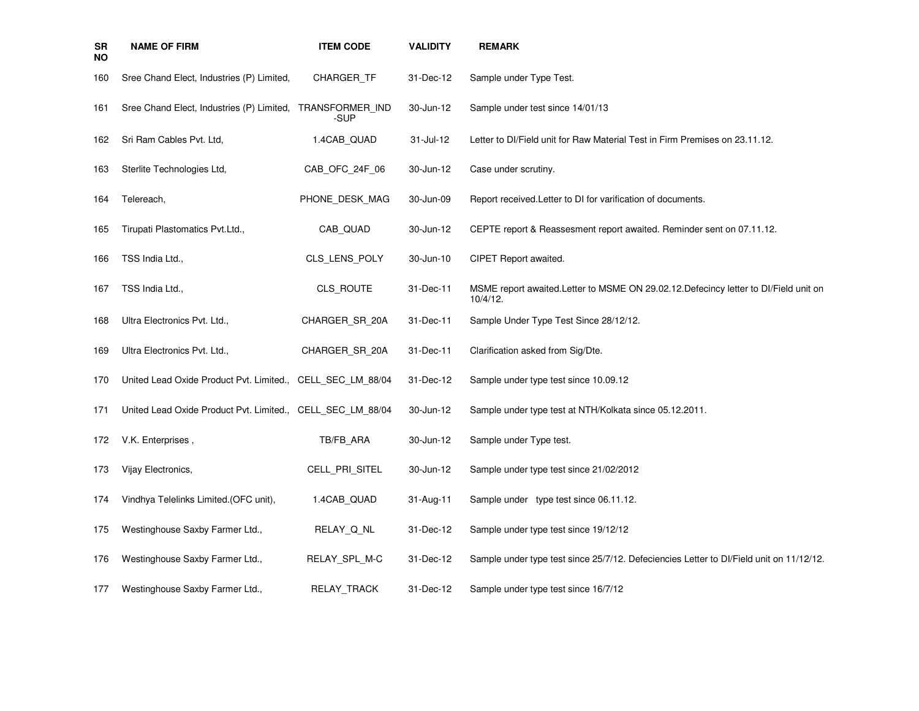| SR NO | NAME OF FIRM | ITEM CODE | VALIDITY | REMARK |
|---|---|---|---|---|
| 160 | Sree Chand Elect, Industries (P) Limited, | CHARGER_TF | 31-Dec-12 | Sample under Type Test. |
| 161 | Sree Chand Elect, Industries (P) Limited, | TRANSFORMER_IND-SUP | 30-Jun-12 | Sample under test since 14/01/13 |
| 162 | Sri Ram Cables Pvt. Ltd, | 1.4CAB_QUAD | 31-Jul-12 | Letter to DI/Field unit for Raw Material Test in Firm Premises on 23.11.12. |
| 163 | Sterlite Technologies Ltd, | CAB_OFC_24F_06 | 30-Jun-12 | Case under scrutiny. |
| 164 | Telereach, | PHONE_DESK_MAG | 30-Jun-09 | Report received.Letter to DI for varification of documents. |
| 165 | Tirupati Plastomatics Pvt.Ltd., | CAB_QUAD | 30-Jun-12 | CEPTE report & Reassesment report awaited. Reminder sent on 07.11.12. |
| 166 | TSS India Ltd., | CLS_LENS_POLY | 30-Jun-10 | CIPET Report awaited. |
| 167 | TSS India Ltd., | CLS_ROUTE | 31-Dec-11 | MSME report awaited.Letter to MSME ON 29.02.12.Defecincy letter to DI/Field unit on 10/4/12. |
| 168 | Ultra Electronics Pvt. Ltd., | CHARGER_SR_20A | 31-Dec-11 | Sample Under Type Test Since 28/12/12. |
| 169 | Ultra Electronics Pvt. Ltd., | CHARGER_SR_20A | 31-Dec-11 | Clarification asked from Sig/Dte. |
| 170 | United Lead Oxide Product Pvt. Limited., | CELL_SEC_LM_88/04 | 31-Dec-12 | Sample under type test since 10.09.12 |
| 171 | United Lead Oxide Product Pvt. Limited., | CELL_SEC_LM_88/04 | 30-Jun-12 | Sample under type test at NTH/Kolkata since 05.12.2011. |
| 172 | V.K. Enterprises , | TB/FB_ARA | 30-Jun-12 | Sample under Type test. |
| 173 | Vijay Electronics, | CELL_PRI_SITEL | 30-Jun-12 | Sample under type test since 21/02/2012 |
| 174 | Vindhya Telelinks Limited.(OFC unit), | 1.4CAB_QUAD | 31-Aug-11 | Sample under type test since 06.11.12. |
| 175 | Westinghouse Saxby Farmer Ltd., | RELAY_Q_NL | 31-Dec-12 | Sample under type test since 19/12/12 |
| 176 | Westinghouse Saxby Farmer Ltd., | RELAY_SPL_M-C | 31-Dec-12 | Sample under type test since 25/7/12. Defeciencies Letter to DI/Field unit on 11/12/12. |
| 177 | Westinghouse Saxby Farmer Ltd., | RELAY_TRACK | 31-Dec-12 | Sample under type test since 16/7/12 |